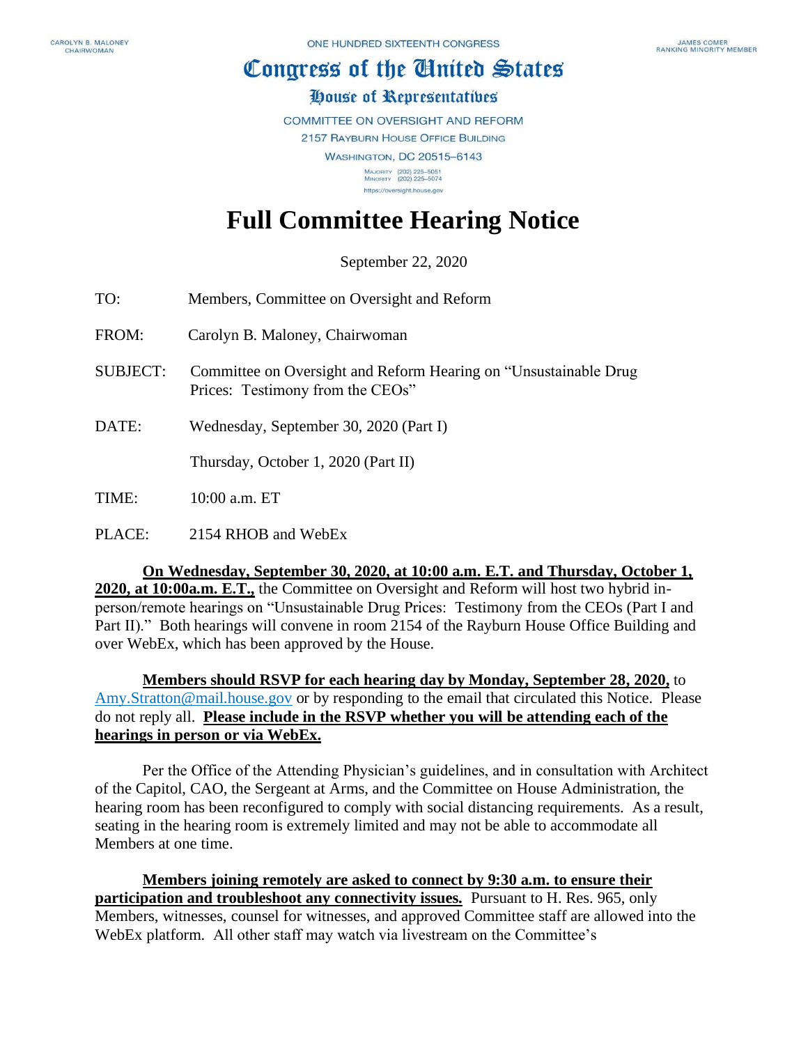CAROLYN B. MALONEY
CHAIRWOMAN

ONE HUNDRED SIXTEENTH CONGRESS

JAMES COMER
RANKING MINORITY MEMBER

# Congress of the United States

## House of Representatives

COMMITTEE ON OVERSIGHT AND REFORM
2157 RAYBURN HOUSE OFFICE BUILDING
WASHINGTON, DC 20515–6143

MAJORITY (202) 225–5051
MINORITY (202) 225–5074
https://oversight.house.gov

# Full Committee Hearing Notice

September 22, 2020

TO: Members, Committee on Oversight and Reform

FROM: Carolyn B. Maloney, Chairwoman

SUBJECT: Committee on Oversight and Reform Hearing on "Unsustainable Drug Prices: Testimony from the CEOs"

DATE: Wednesday, September 30, 2020 (Part I)

Thursday, October 1, 2020 (Part II)

TIME: 10:00 a.m. ET

PLACE: 2154 RHOB and WebEx

**On Wednesday, September 30, 2020, at 10:00 a.m. E.T. and Thursday, October 1, 2020, at 10:00a.m. E.T.,** the Committee on Oversight and Reform will host two hybrid in-person/remote hearings on "Unsustainable Drug Prices: Testimony from the CEOs (Part I and Part II)." Both hearings will convene in room 2154 of the Rayburn House Office Building and over WebEx, which has been approved by the House.

**Members should RSVP for each hearing day by Monday, September 28, 2020,** to Amy.Stratton@mail.house.gov or by responding to the email that circulated this Notice. Please do not reply all. **Please include in the RSVP whether you will be attending each of the hearings in person or via WebEx.**

Per the Office of the Attending Physician's guidelines, and in consultation with Architect of the Capitol, CAO, the Sergeant at Arms, and the Committee on House Administration, the hearing room has been reconfigured to comply with social distancing requirements. As a result, seating in the hearing room is extremely limited and may not be able to accommodate all Members at one time.

**Members joining remotely are asked to connect by 9:30 a.m. to ensure their participation and troubleshoot any connectivity issues.** Pursuant to H. Res. 965, only Members, witnesses, counsel for witnesses, and approved Committee staff are allowed into the WebEx platform. All other staff may watch via livestream on the Committee's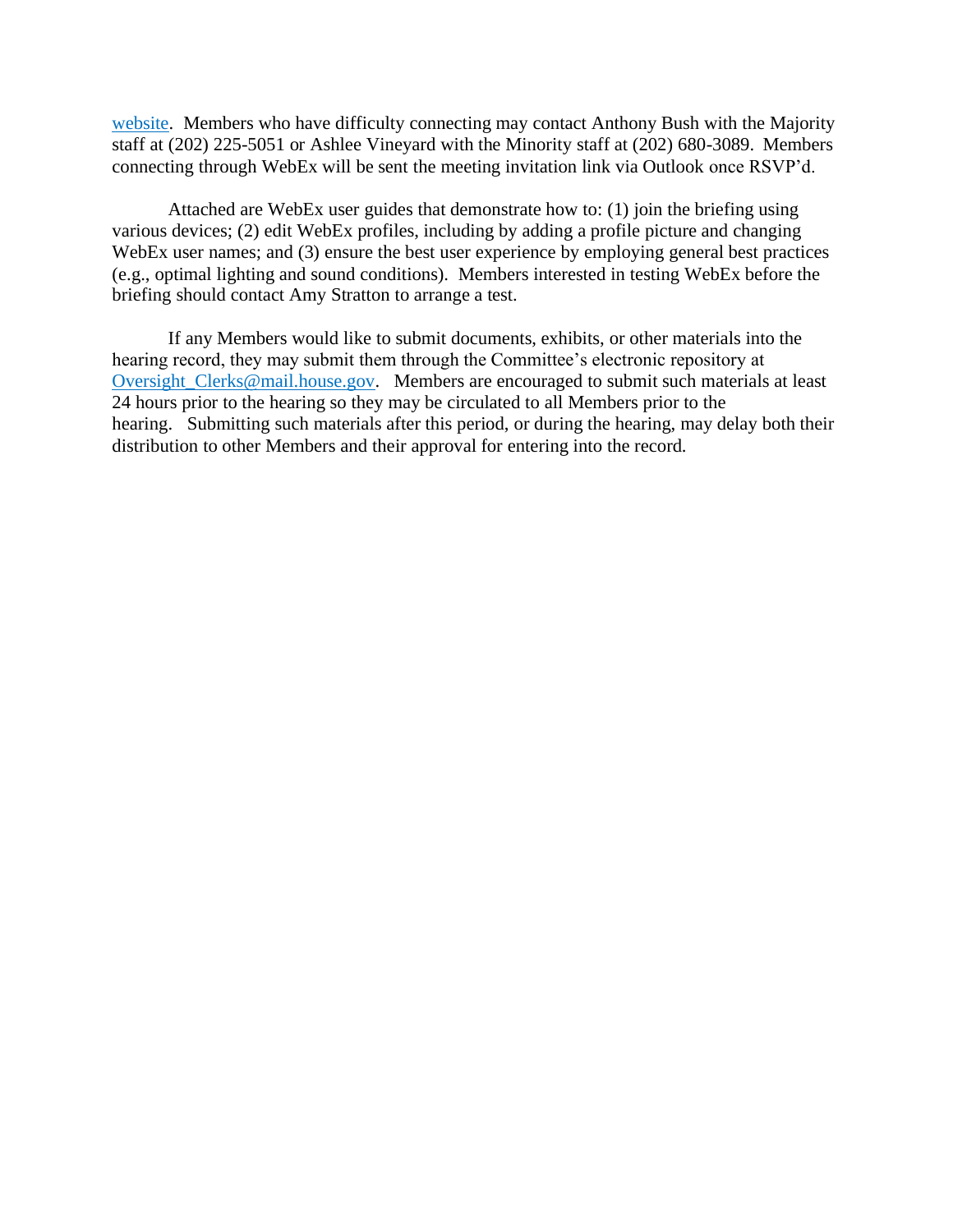website. Members who have difficulty connecting may contact Anthony Bush with the Majority staff at (202) 225-5051 or Ashlee Vineyard with the Minority staff at (202) 680-3089. Members connecting through WebEx will be sent the meeting invitation link via Outlook once RSVP'd.

Attached are WebEx user guides that demonstrate how to: (1) join the briefing using various devices; (2) edit WebEx profiles, including by adding a profile picture and changing WebEx user names; and (3) ensure the best user experience by employing general best practices (e.g., optimal lighting and sound conditions). Members interested in testing WebEx before the briefing should contact Amy Stratton to arrange a test.

If any Members would like to submit documents, exhibits, or other materials into the hearing record, they may submit them through the Committee's electronic repository at Oversight_Clerks@mail.house.gov. Members are encouraged to submit such materials at least 24 hours prior to the hearing so they may be circulated to all Members prior to the hearing. Submitting such materials after this period, or during the hearing, may delay both their distribution to other Members and their approval for entering into the record.